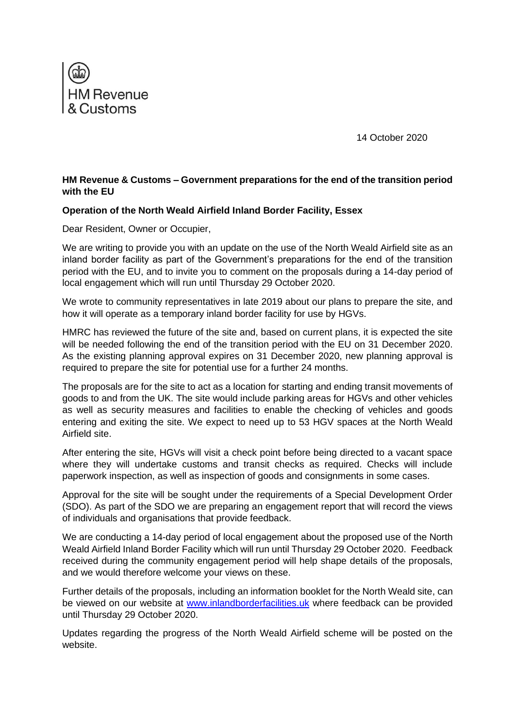HM Revenue & Customs

14 October 2020

**HM Revenue & Customs – Government preparations for the end of the transition period with the EU**

**Operation of the North Weald Airfield Inland Border Facility, Essex**

Dear Resident, Owner or Occupier,

We are writing to provide you with an update on the use of the North Weald Airfield site as an inland border facility as part of the Government's preparations for the end of the transition period with the EU, and to invite you to comment on the proposals during a 14-day period of local engagement which will run until Thursday 29 October 2020.

We wrote to community representatives in late 2019 about our plans to prepare the site, and how it will operate as a temporary inland border facility for use by HGVs.

HMRC has reviewed the future of the site and, based on current plans, it is expected the site will be needed following the end of the transition period with the EU on 31 December 2020. As the existing planning approval expires on 31 December 2020, new planning approval is required to prepare the site for potential use for a further 24 months.

The proposals are for the site to act as a location for starting and ending transit movements of goods to and from the UK. The site would include parking areas for HGVs and other vehicles as well as security measures and facilities to enable the checking of vehicles and goods entering and exiting the site. We expect to need up to 53 HGV spaces at the North Weald Airfield site.

After entering the site, HGVs will visit a check point before being directed to a vacant space where they will undertake customs and transit checks as required. Checks will include paperwork inspection, as well as inspection of goods and consignments in some cases.

Approval for the site will be sought under the requirements of a Special Development Order (SDO). As part of the SDO we are preparing an engagement report that will record the views of individuals and organisations that provide feedback.

We are conducting a 14-day period of local engagement about the proposed use of the North Weald Airfield Inland Border Facility which will run until Thursday 29 October 2020. Feedback received during the community engagement period will help shape details of the proposals, and we would therefore welcome your views on these.

Further details of the proposals, including an information booklet for the North Weald site, can be viewed on our website at [www.inlandborderfacilities.uk](http://www.inlandborderfacilities.uk) where feedback can be provided until Thursday 29 October 2020.

Updates regarding the progress of the North Weald Airfield scheme will be posted on the website.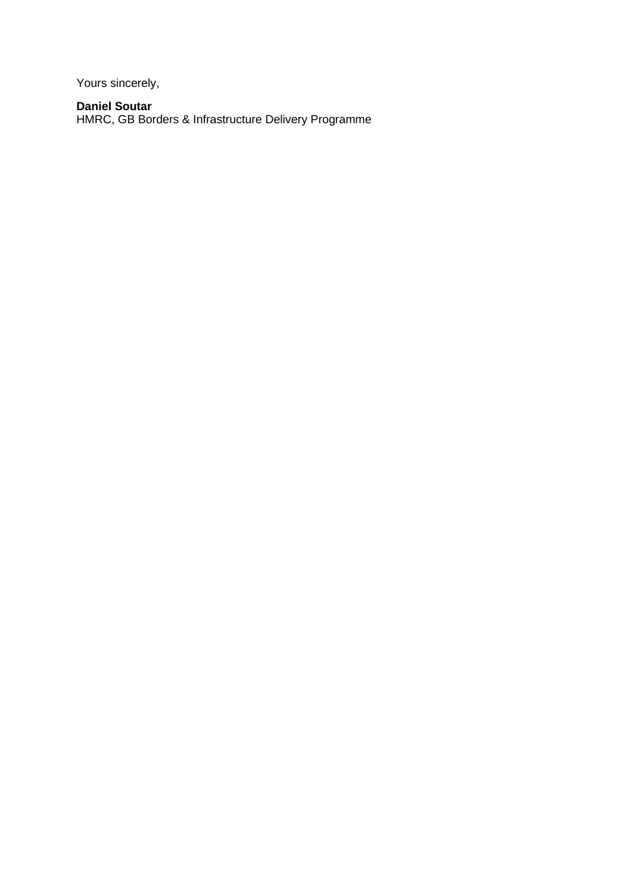Yours sincerely,

**Daniel Soutar**
HMRC, GB Borders & Infrastructure Delivery Programme